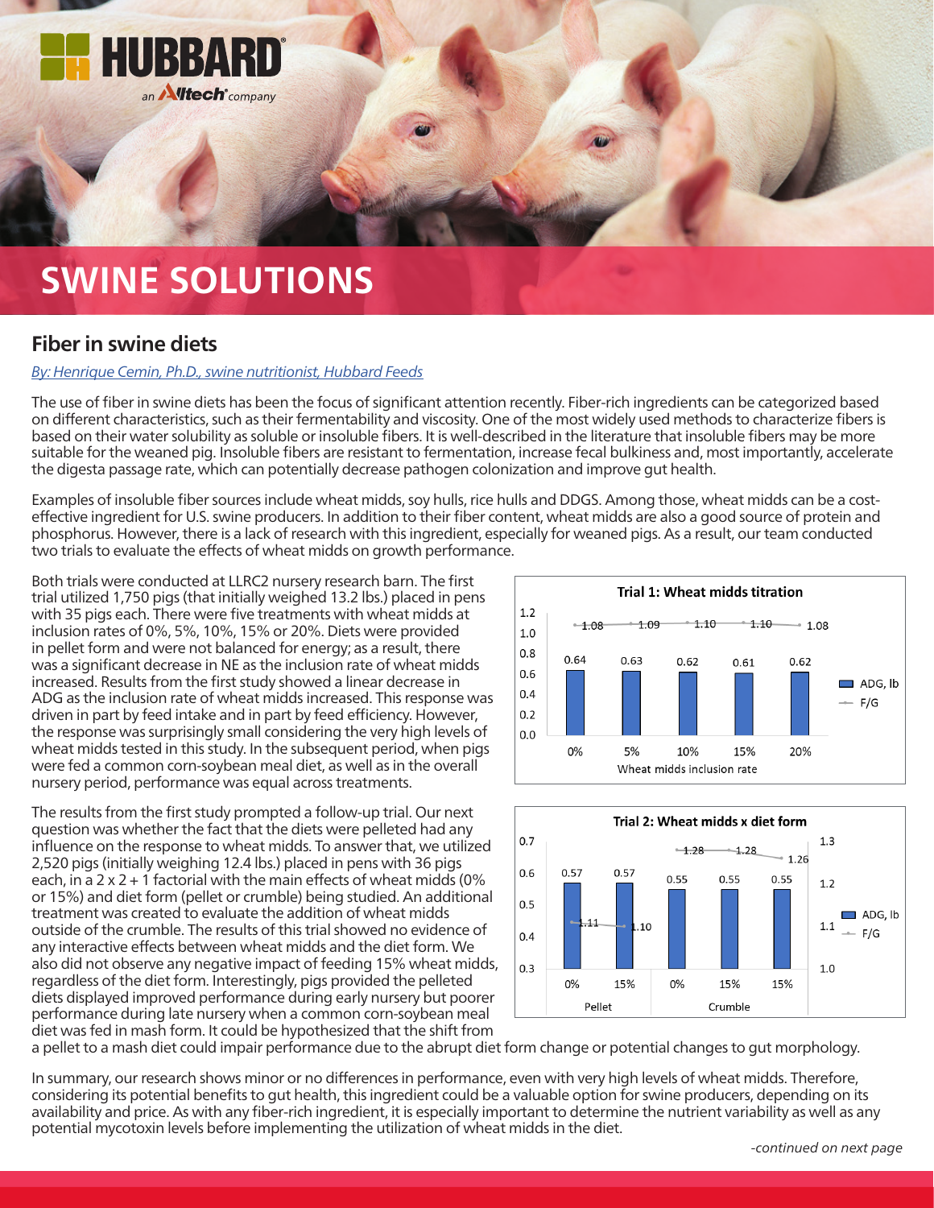# SWINE SOLUTIONS

## Fiber in swine diets

*By: Henrique Cemin, Ph.D., swine nutritionist, Hubbard Feeds*

The use of fiber in swine diets has been the focus of significant attention recently. Fiber-rich ingredients can be categorized based on different characteristics, such as their fermentability and viscosity. One of the most widely used methods to characterize fibers is based on their water solubility as soluble or insoluble fibers. It is well-described in the literature that insoluble fibers may be more suitable for the weaned pig. Insoluble fibers are resistant to fermentation, increase fecal bulkiness and, most importantly, accelerate the digesta passage rate, which can potentially decrease pathogen colonization and improve gut health.

Examples of insoluble fiber sources include wheat midds, soy hulls, rice hulls and DDGS. Among those, wheat midds can be a cost-effective ingredient for U.S. swine producers. In addition to their fiber content, wheat midds are also a good source of protein and phosphorus. However, there is a lack of research with this ingredient, especially for weaned pigs. As a result, our team conducted two trials to evaluate the effects of wheat midds on growth performance.

Both trials were conducted at LLRC2 nursery research barn. The first trial utilized 1,750 pigs (that initially weighed 13.2 lbs.) placed in pens with 35 pigs each. There were five treatments with wheat midds at inclusion rates of 0%, 5%, 10%, 15% or 20%. Diets were provided in pellet form and were not balanced for energy; as a result, there was a significant decrease in NE as the inclusion rate of wheat midds increased. Results from the first study showed a linear decrease in ADG as the inclusion rate of wheat midds increased. This response was driven in part by feed intake and in part by feed efficiency. However, the response was surprisingly small considering the very high levels of wheat midds tested in this study. In the subsequent period, when pigs were fed a common corn-soybean meal diet, as well as in the overall nursery period, performance was equal across treatments.

**Trial 1: Wheat midds titration**

| Wheat midds inclusion rate | 0% | 5% | 10% | 15% | 20% |
|---|---|---|---|---|---|
| ADG, lb | 0.64 | 0.63 | 0.62 | 0.61 | 0.62 |
| F/G | 1.08 | 1.09 | 1.10 | 1.10 | 1.08 |

The results from the first study prompted a follow-up trial. Our next question was whether the fact that the diets were pelleted had any influence on the response to wheat midds. To answer that, we utilized 2,520 pigs (initially weighing 12.4 lbs.) placed in pens with 36 pigs each, in a 2 x 2 + 1 factorial with the main effects of wheat midds (0% or 15%) and diet form (pellet or crumble) being studied. An additional treatment was created to evaluate the addition of wheat midds outside of the crumble. The results of this trial showed no evidence of any interactive effects between wheat midds and the diet form. We also did not observe any negative impact of feeding 15% wheat midds, regardless of the diet form. Interestingly, pigs provided the pelleted diets displayed improved performance during early nursery but poorer performance during late nursery when a common corn-soybean meal diet was fed in mash form. It could be hypothesized that the shift from a pellet to a mash diet could impair performance due to the abrupt diet form change or potential changes to gut morphology.

**Trial 2: Wheat midds x diet form**

| | Pellet | | Crumble | | |
|---|---|---|---|---|---|
| | 0% | 15% | 0% | 15% | 15% |
| ADG, lb | 0.57 | 0.57 | 0.55 | 0.55 | 0.55 |
| F/G | 1.11 | 1.10 | 1.28 | 1.28 | 1.26 |

In summary, our research shows minor or no differences in performance, even with very high levels of wheat midds. Therefore, considering its potential benefits to gut health, this ingredient could be a valuable option for swine producers, depending on its availability and price. As with any fiber-rich ingredient, it is especially important to determine the nutrient variability as well as any potential mycotoxin levels before implementing the utilization of wheat midds in the diet.

*-continued on next page*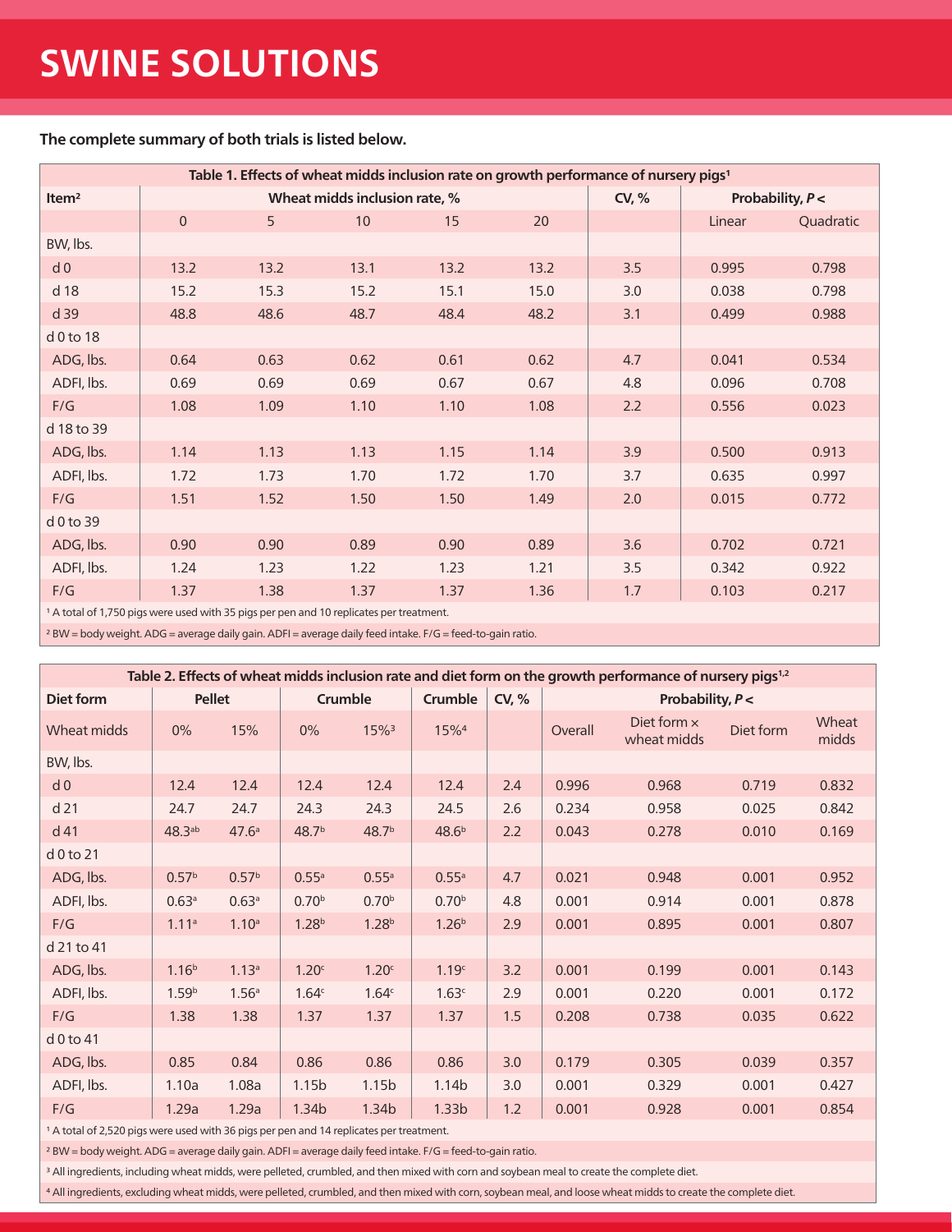**The complete summary of both trials is listed below.**

| Table 1. Effects of wheat midds inclusion rate on growth performance of nursery pigs[1] | | | | | | | | |
|---|---|---|---|---|---|---|---|---|
| Item[2] | Wheat midds inclusion rate, % | | | | | CV, % | Probability, $P <$ | |
| | 0 | 5 | 10 | 15 | 20 | | Linear | Quadratic |
| BW, lbs. | | | | | | | | |
| d 0 | 13.2 | 13.2 | 13.1 | 13.2 | 13.2 | 3.5 | 0.995 | 0.798 |
| d 18 | 15.2 | 15.3 | 15.2 | 15.1 | 15.0 | 3.0 | 0.038 | 0.798 |
| d 39 | 48.8 | 48.6 | 48.7 | 48.4 | 48.2 | 3.1 | 0.499 | 0.988 |
| d 0 to 18 | | | | | | | | |
| ADG, lbs. | 0.64 | 0.63 | 0.62 | 0.61 | 0.62 | 4.7 | 0.041 | 0.534 |
| ADFI, lbs. | 0.69 | 0.69 | 0.69 | 0.67 | 0.67 | 4.8 | 0.096 | 0.708 |
| F/G | 1.08 | 1.09 | 1.10 | 1.10 | 1.08 | 2.2 | 0.556 | 0.023 |
| d 18 to 39 | | | | | | | | |
| ADG, lbs. | 1.14 | 1.13 | 1.13 | 1.15 | 1.14 | 3.9 | 0.500 | 0.913 |
| ADFI, lbs. | 1.72 | 1.73 | 1.70 | 1.72 | 1.70 | 3.7 | 0.635 | 0.997 |
| F/G | 1.51 | 1.52 | 1.50 | 1.50 | 1.49 | 2.0 | 0.015 | 0.772 |
| d 0 to 39 | | | | | | | | |
| ADG, lbs. | 0.90 | 0.90 | 0.89 | 0.90 | 0.89 | 3.6 | 0.702 | 0.721 |
| ADFI, lbs. | 1.24 | 1.23 | 1.22 | 1.23 | 1.21 | 3.5 | 0.342 | 0.922 |
| F/G | 1.37 | 1.38 | 1.37 | 1.37 | 1.36 | 1.7 | 0.103 | 0.217 |

[1] A total of 1,750 pigs were used with 35 pigs per pen and 10 replicates per treatment.

[2] BW = body weight. ADG = average daily gain. ADFI = average daily feed intake. F/G = feed-to-gain ratio.

| Table 2. Effects of wheat midds inclusion rate and diet form on the growth performance of nursery pigs[1,2] | | | | | | | | | | |
|---|---|---|---|---|---|---|---|---|---|---|
| Diet form | Pellet | | Crumble | | Crumble | CV, % | Probability, $P <$ | | | |
| Wheat midds | 0% | 15% | 0% | 15%[3] | 15%[4] | | Overall | Diet form × wheat midds | Diet form | Wheat midds |
| BW, lbs. | | | | | | | | | | |
| d 0 | 12.4 | 12.4 | 12.4 | 12.4 | 12.4 | 2.4 | 0.996 | 0.968 | 0.719 | 0.832 |
| d 21 | 24.7 | 24.7 | 24.3 | 24.3 | 24.5 | 2.6 | 0.234 | 0.958 | 0.025 | 0.842 |
| d 41 | 48.3[ab] | 47.6[a] | 48.7[b] | 48.7[b] | 48.6[b] | 2.2 | 0.043 | 0.278 | 0.010 | 0.169 |
| d 0 to 21 | | | | | | | | | | |
| ADG, lbs. | 0.57[b] | 0.57[b] | 0.55[a] | 0.55[a] | 0.55[a] | 4.7 | 0.021 | 0.948 | 0.001 | 0.952 |
| ADFI, lbs. | 0.63[a] | 0.63[a] | 0.70[b] | 0.70[b] | 0.70[b] | 4.8 | 0.001 | 0.914 | 0.001 | 0.878 |
| F/G | 1.11[a] | 1.10[a] | 1.28[b] | 1.28[b] | 1.26[b] | 2.9 | 0.001 | 0.895 | 0.001 | 0.807 |
| d 21 to 41 | | | | | | | | | | |
| ADG, lbs. | 1.16[b] | 1.13[a] | 1.20[c] | 1.20[c] | 1.19[c] | 3.2 | 0.001 | 0.199 | 0.001 | 0.143 |
| ADFI, lbs. | 1.59[b] | 1.56[a] | 1.64[c] | 1.64[c] | 1.63[c] | 2.9 | 0.001 | 0.220 | 0.001 | 0.172 |
| F/G | 1.38 | 1.38 | 1.37 | 1.37 | 1.37 | 1.5 | 0.208 | 0.738 | 0.035 | 0.622 |
| d 0 to 41 | | | | | | | | | | |
| ADG, lbs. | 0.85 | 0.84 | 0.86 | 0.86 | 0.86 | 3.0 | 0.179 | 0.305 | 0.039 | 0.357 |
| ADFI, lbs. | 1.10a | 1.08a | 1.15b | 1.15b | 1.14b | 3.0 | 0.001 | 0.329 | 0.001 | 0.427 |
| F/G | 1.29a | 1.29a | 1.34b | 1.34b | 1.33b | 1.2 | 0.001 | 0.928 | 0.001 | 0.854 |

[1] A total of 2,520 pigs were used with 36 pigs per pen and 14 replicates per treatment.

[2] BW = body weight. ADG = average daily gain. ADFI = average daily feed intake. F/G = feed-to-gain ratio.

[3] All ingredients, including wheat midds, were pelleted, crumbled, and then mixed with corn and soybean meal to create the complete diet.

[4] All ingredients, excluding wheat midds, were pelleted, crumbled, and then mixed with corn, soybean meal, and loose wheat midds to create the complete diet.